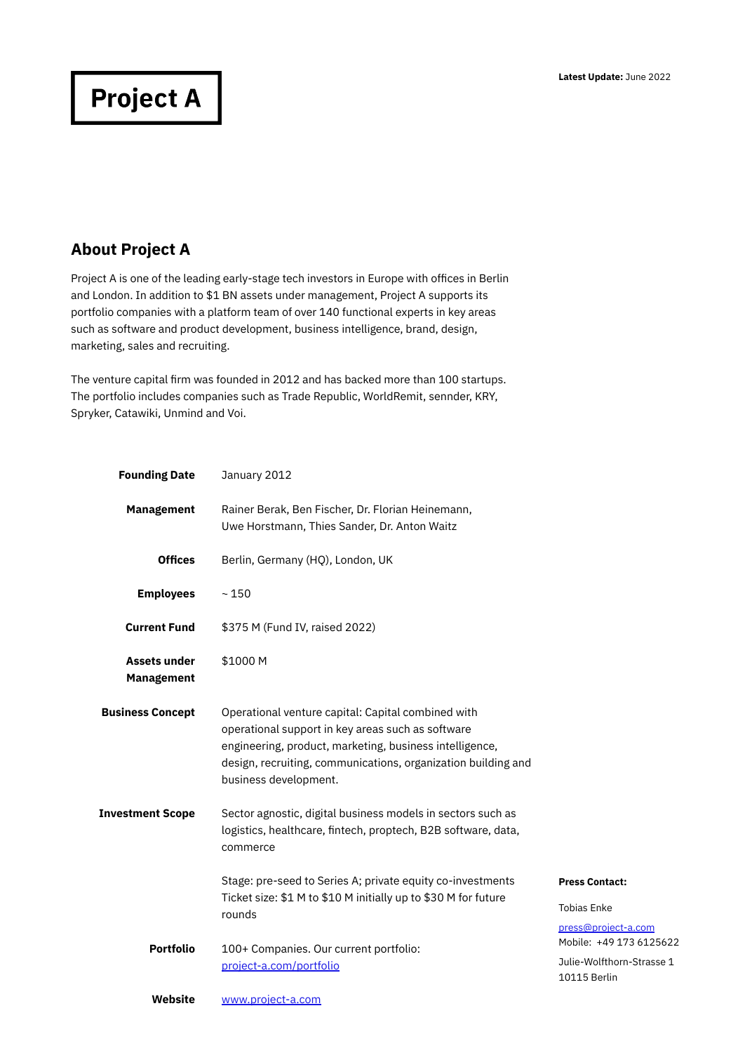# Project A

**Latest Update:** June 2022

## About Project A

Project A is one of the leading early-stage tech investors in Europe with offices in Berlin and London. In addition to $1 BN assets under management, Project A supports its portfolio companies with a platform team of over 140 functional experts in key areas such as software and product development, business intelligence, brand, design, marketing, sales and recruiting.

The venture capital firm was founded in 2012 and has backed more than 100 startups. The portfolio includes companies such as Trade Republic, WorldRemit, sennder, KRY, Spryker, Catawiki, Unmind and Voi.

| | |
|---|---|
| **Founding Date** | January 2012 |
| **Management** | Rainer Berak, Ben Fischer, Dr. Florian Heinemann, Uwe Horstmann, Thies Sander, Dr. Anton Waitz |
| **Offices** | Berlin, Germany (HQ), London, UK |
| **Employees** | ~ 150 |
| **Current Fund** | $375 M (Fund IV, raised 2022) |
| **Assets under Management** | $1000 M |
| **Business Concept** | Operational venture capital: Capital combined with operational support in key areas such as software engineering, product, marketing, business intelligence, design, recruiting, communications, organization building and business development. |
| **Investment Scope** | Sector agnostic, digital business models in sectors such as logistics, healthcare, fintech, proptech, B2B software, data, commerce<br><br>Stage: pre-seed to Series A; private equity co-investments<br>Ticket size: $1 M to $10 M initially up to $30 M for future rounds |
| **Portfolio** | 100+ Companies. Our current portfolio: [project-a.com/portfolio](project-a.com/portfolio) |
| **Website** | [www.project-a.com](www.project-a.com) |

**Press Contact:**

Tobias Enke

press@project-a.com
Mobile: +49 173 6125622

Julie-Wolfthorn-Strasse 1
10115 Berlin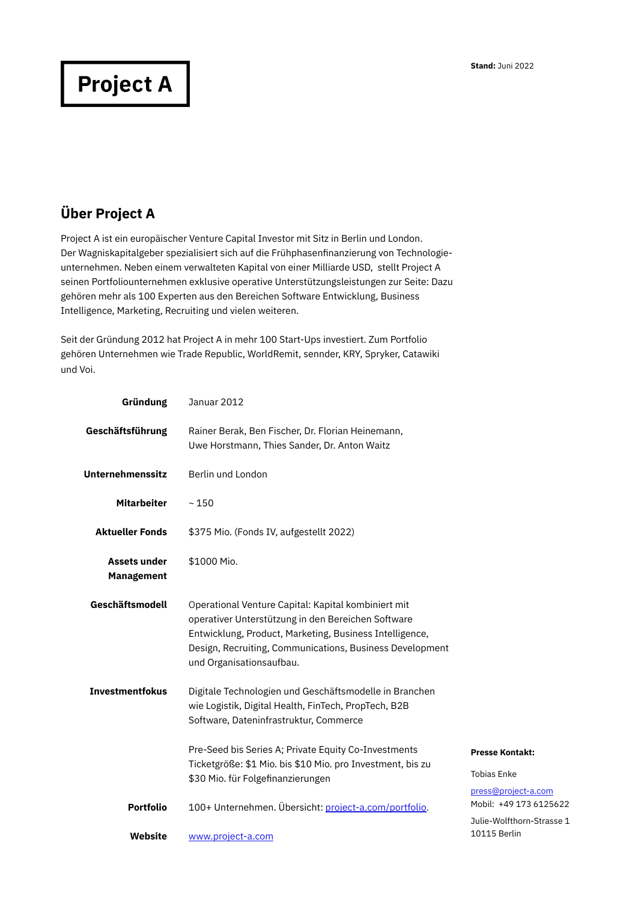# Project A

**Stand:** Juni 2022

## Über Project A

Project A ist ein europäischer Venture Capital Investor mit Sitz in Berlin und London. Der Wagniskapitalgeber spezialisiert sich auf die Frühphasenfinanzierung von Technologie-unternehmen. Neben einem verwalteten Kapital von einer Milliarde USD, stellt Project A seinen Portfoliounternehmen exklusive operative Unterstützungsleistungen zur Seite: Dazu gehören mehr als 100 Experten aus den Bereichen Software Entwicklung, Business Intelligence, Marketing, Recruiting und vielen weiteren.

Seit der Gründung 2012 hat Project A in mehr 100 Start-Ups investiert. Zum Portfolio gehören Unternehmen wie Trade Republic, WorldRemit, sennder, KRY, Spryker, Catawiki und Voi.

| | |
|---|---|
| **Gründung** | Januar 2012 |
| **Geschäftsführung** | Rainer Berak, Ben Fischer, Dr. Florian Heinemann, Uwe Horstmann, Thies Sander, Dr. Anton Waitz |
| **Unternehmenssitz** | Berlin und London |
| **Mitarbeiter** | ~ 150 |
| **Aktueller Fonds** | $375 Mio. (Fonds IV, aufgestellt 2022) |
| **Assets under Management** | $1000 Mio. |
| **Geschäftsmodell** | Operational Venture Capital: Kapital kombiniert mit operativer Unterstützung in den Bereichen Software Entwicklung, Product, Marketing, Business Intelligence, Design, Recruiting, Communications, Business Development und Organisationsaufbau. |
| **Investmentfokus** | Digitale Technologien und Geschäftsmodelle in Branchen wie Logistik, Digital Health, FinTech, PropTech, B2B Software, Dateninfrastruktur, Commerce<br><br>Pre-Seed bis Series A; Private Equity Co-Investments Ticketgröße: $1 Mio. bis $10 Mio. pro Investment, bis zu $30 Mio. für Folgefinanzierungen |
| **Portfolio** | 100+ Unternehmen. Übersicht: [project-a.com/portfolio](project-a.com/portfolio). |
| **Website** | [www.project-a.com](www.project-a.com) |

**Presse Kontakt:**

Tobias Enke

press@project-a.com

Mobil: +49 173 6125622

Julie-Wolfthorn-Strasse 1
10115 Berlin